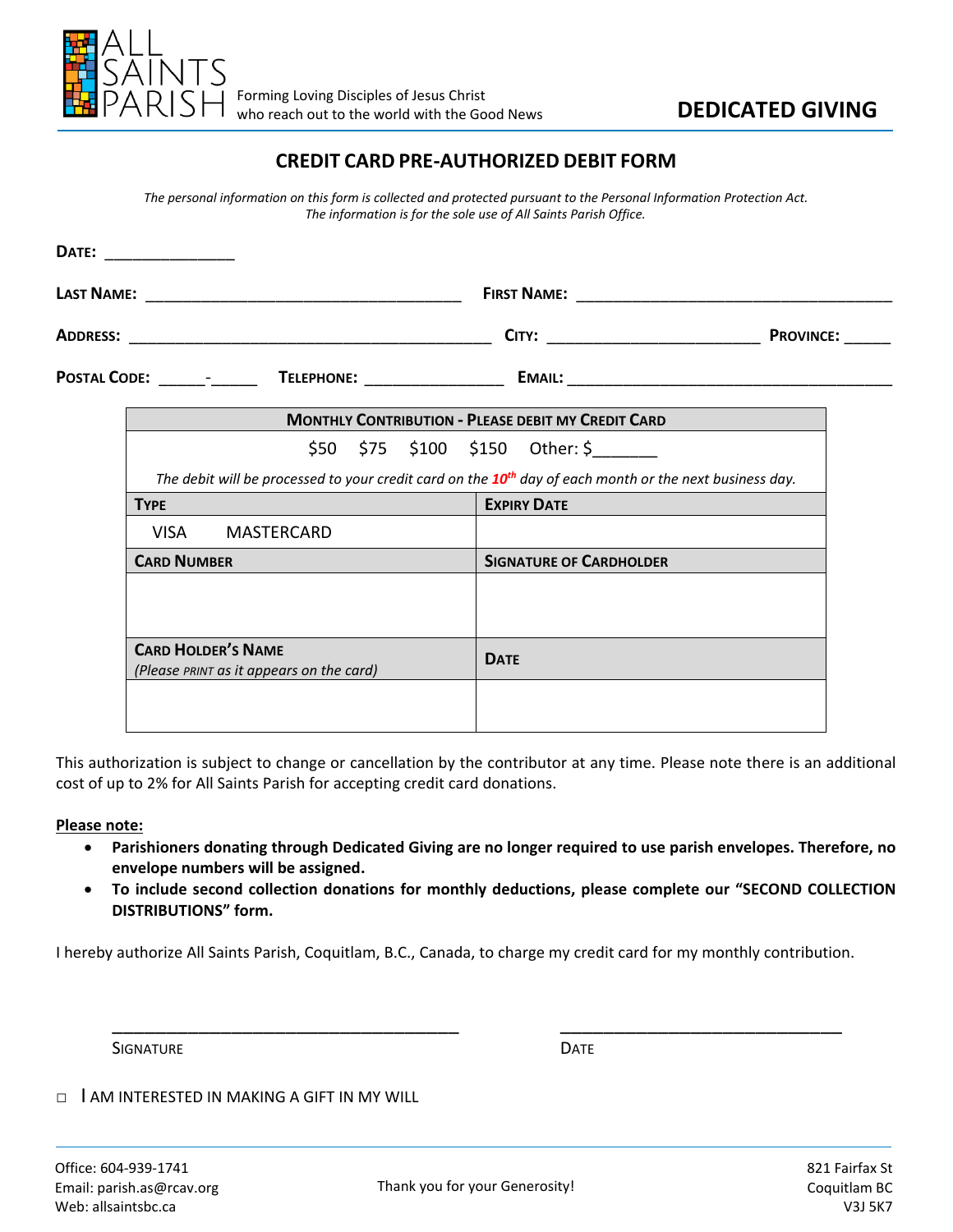ALL SAINTS PARISH

Forming Loving Disciples of Jesus Christ
who reach out to the world with the Good News

# DEDICATED GIVING

## CREDIT CARD PRE-AUTHORIZED DEBIT FORM

*The personal information on this form is collected and protected pursuant to the Personal Information Protection Act.*
*The information is for the sole use of All Saints Parish Office.*

**DATE:** _______________

**LAST NAME:** ____________________________________ **FIRST NAME:** ____________________________________

**ADDRESS:** __________________________________________ **CITY:** ________________________ **PROVINCE:** _____

**POSTAL CODE:** _____-_____ **TELEPHONE:** ________________ **EMAIL:** _____________________________________

| **MONTHLY CONTRIBUTION - PLEASE DEBIT MY CREDIT CARD** | |
|---|---|
| $50 $75 $100 $150 Other: $_______ | |
| *The debit will be processed to your credit card on the **10th** day of each month or the next business day.* | |
| **TYPE** | **EXPIRY DATE** |
| VISA MASTERCARD | |
| **CARD NUMBER** | **SIGNATURE OF CARDHOLDER** |
| | |
| **CARD HOLDER'S NAME** *(Please PRINT as it appears on the card)* | **DATE** |
| | |

This authorization is subject to change or cancellation by the contributor at any time. Please note there is an additional cost of up to 2% for All Saints Parish for accepting credit card donations.

**Please note:**

- **Parishioners donating through Dedicated Giving are no longer required to use parish envelopes. Therefore, no envelope numbers will be assigned.**
- **To include second collection donations for monthly deductions, please complete our "SECOND COLLECTION DISTRIBUTIONS" form.**

I hereby authorize All Saints Parish, Coquitlam, B.C., Canada, to charge my credit card for my monthly contribution.

______________________________________ ________________________________
SIGNATURE DATE

□ I AM INTERESTED IN MAKING A GIFT IN MY WILL

Office: 604-939-1741
Email: parish.as@rcav.org
Web: allsaintsbc.ca

Thank you for your Generosity!

821 Fairfax St
Coquitlam BC
V3J 5K7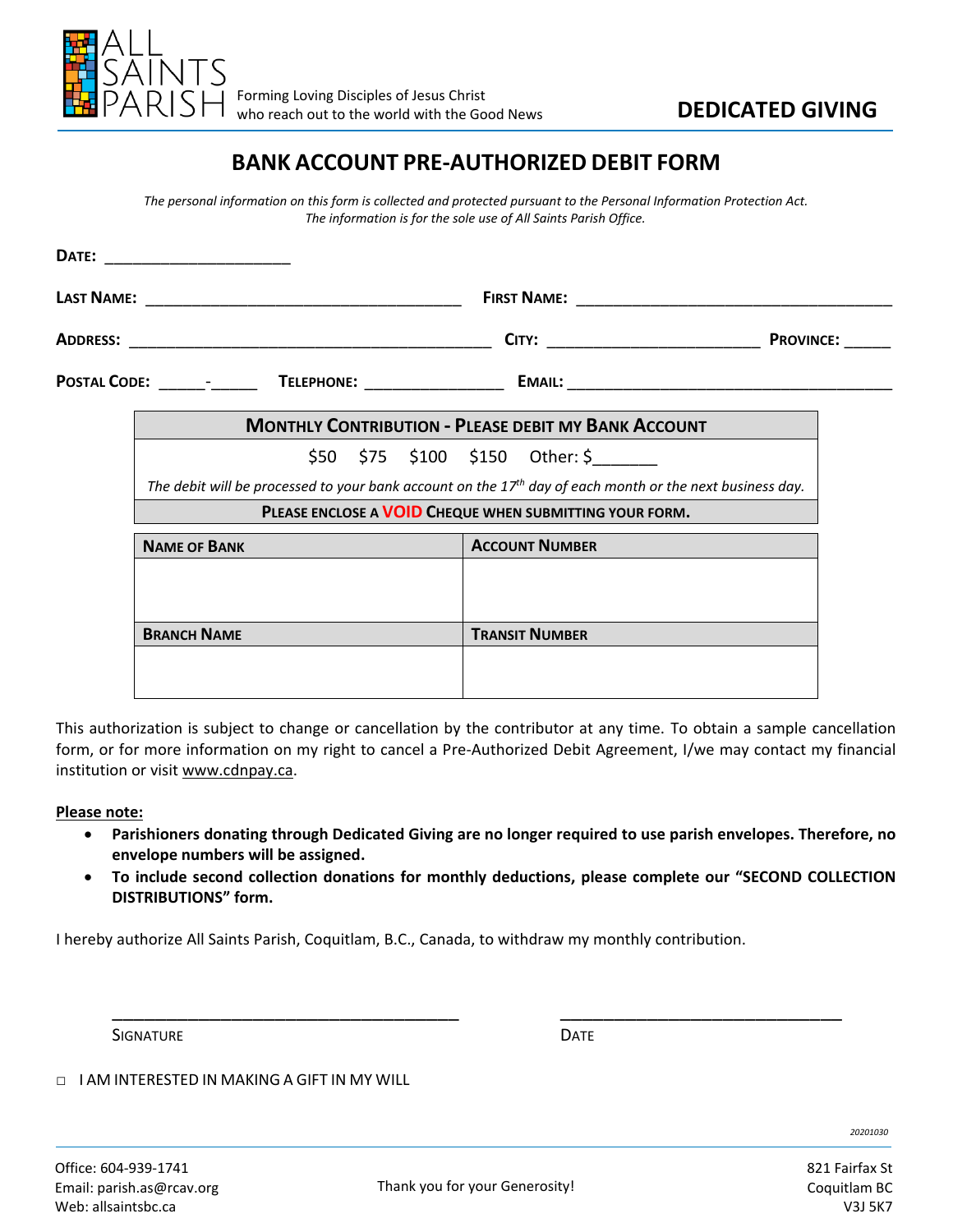ALL SAINTS PARISH

Forming Loving Disciples of Jesus Christ
who reach out to the world with the Good News

**DEDICATED GIVING**

# BANK ACCOUNT PRE-AUTHORIZED DEBIT FORM

*The personal information on this form is collected and protected pursuant to the Personal Information Protection Act.*
*The information is for the sole use of All Saints Parish Office.*

**DATE:** ____________________

**LAST NAME:** ___________________________________ **FIRST NAME:** ___________________________________

**ADDRESS:** ________________________________________ **CITY:** _______________________ **PROVINCE:** _____

**POSTAL CODE:** _____-_____ **TELEPHONE:** _______________ **EMAIL:** ____________________________________

| **MONTHLY CONTRIBUTION - PLEASE DEBIT MY BANK ACCOUNT** |
|---|
| $50 $75 $100 $150 Other: $_______ |
| *The debit will be processed to your bank account on the 17th day of each month or the next business day.* |
| **PLEASE ENCLOSE A VOID CHEQUE WHEN SUBMITTING YOUR FORM.** |

| **NAME OF BANK** | **ACCOUNT NUMBER** |
|---|---|
| | |
| **BRANCH NAME** | **TRANSIT NUMBER** |
| | |

This authorization is subject to change or cancellation by the contributor at any time. To obtain a sample cancellation form, or for more information on my right to cancel a Pre-Authorized Debit Agreement, I/we may contact my financial institution or visit www.cdnpay.ca.

**Please note:**

- **Parishioners donating through Dedicated Giving are no longer required to use parish envelopes. Therefore, no envelope numbers will be assigned.**
- **To include second collection donations for monthly deductions, please complete our "SECOND COLLECTION DISTRIBUTIONS" form.**

I hereby authorize All Saints Parish, Coquitlam, B.C., Canada, to withdraw my monthly contribution.

_____________________________________ ______________________________

SIGNATURE DATE

□ I AM INTERESTED IN MAKING A GIFT IN MY WILL

*20201030*

Office: 604-939-1741
Email: parish.as@rcav.org
Web: allsaintsbc.ca

Thank you for your Generosity!

821 Fairfax St
Coquitlam BC
V3J 5K7